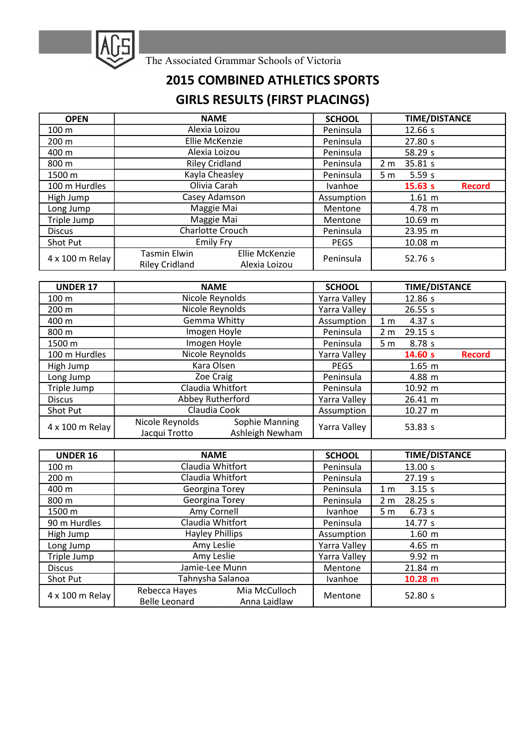The Associated Grammar Schools of Victoria

# 2015 COMBINED ATHLETICS SPORTS

## GIRLS RESULTS (FIRST PLACINGS)

| OPEN | NAME | SCHOOL | TIME/DISTANCE |
|---|---|---|---|
| 100 m | Alexia Loizou | Peninsula | 12.66 s |
| 200 m | Ellie McKenzie | Peninsula | 27.80 s |
| 400 m | Alexia Loizou | Peninsula | 58.29 s |
| 800 m | Riley Cridland | Peninsula | 2 m 35.81 s |
| 1500 m | Kayla Cheasley | Peninsula | 5 m 5.59 s |
| 100 m Hurdles | Olivia Carah | Ivanhoe | **15.63 s Record** |
| High Jump | Casey Adamson | Assumption | 1.61 m |
| Long Jump | Maggie Mai | Mentone | 4.78 m |
| Triple Jump | Maggie Mai | Mentone | 10.69 m |
| Discus | Charlotte Crouch | Peninsula | 23.95 m |
| Shot Put | Emily Fry | PEGS | 10.08 m |
| 4 x 100 m Relay | Tasmin Elwin, Ellie McKenzie, Riley Cridland, Alexia Loizou | Peninsula | 52.76 s |

| UNDER 17 | NAME | SCHOOL | TIME/DISTANCE |
|---|---|---|---|
| 100 m | Nicole Reynolds | Yarra Valley | 12.86 s |
| 200 m | Nicole Reynolds | Yarra Valley | 26.55 s |
| 400 m | Gemma Whitty | Assumption | 1 m 4.37 s |
| 800 m | Imogen Hoyle | Peninsula | 2 m 29.15 s |
| 1500 m | Imogen Hoyle | Peninsula | 5 m 8.78 s |
| 100 m Hurdles | Nicole Reynolds | Yarra Valley | **14.60 s Record** |
| High Jump | Kara Olsen | PEGS | 1.65 m |
| Long Jump | Zoe Craig | Peninsula | 4.88 m |
| Triple Jump | Claudia Whitfort | Peninsula | 10.92 m |
| Discus | Abbey Rutherford | Yarra Valley | 26.41 m |
| Shot Put | Claudia Cook | Assumption | 10.27 m |
| 4 x 100 m Relay | Nicole Reynolds, Sophie Manning, Jacqui Trotto, Ashleigh Newham | Yarra Valley | 53.83 s |

| UNDER 16 | NAME | SCHOOL | TIME/DISTANCE |
|---|---|---|---|
| 100 m | Claudia Whitfort | Peninsula | 13.00 s |
| 200 m | Claudia Whitfort | Peninsula | 27.19 s |
| 400 m | Georgina Torey | Peninsula | 1 m 3.15 s |
| 800 m | Georgina Torey | Peninsula | 2 m 28.25 s |
| 1500 m | Amy Cornell | Ivanhoe | 5 m 6.73 s |
| 90 m Hurdles | Claudia Whitfort | Peninsula | 14.77 s |
| High Jump | Hayley Phillips | Assumption | 1.60 m |
| Long Jump | Amy Leslie | Yarra Valley | 4.65 m |
| Triple Jump | Amy Leslie | Yarra Valley | 9.92 m |
| Discus | Jamie-Lee Munn | Mentone | 21.84 m |
| Shot Put | Tahnysha Salanoa | Ivanhoe | **10.28 m** |
| 4 x 100 m Relay | Rebecca Hayes, Mia McCulloch, Belle Leonard, Anna Laidlaw | Mentone | 52.80 s |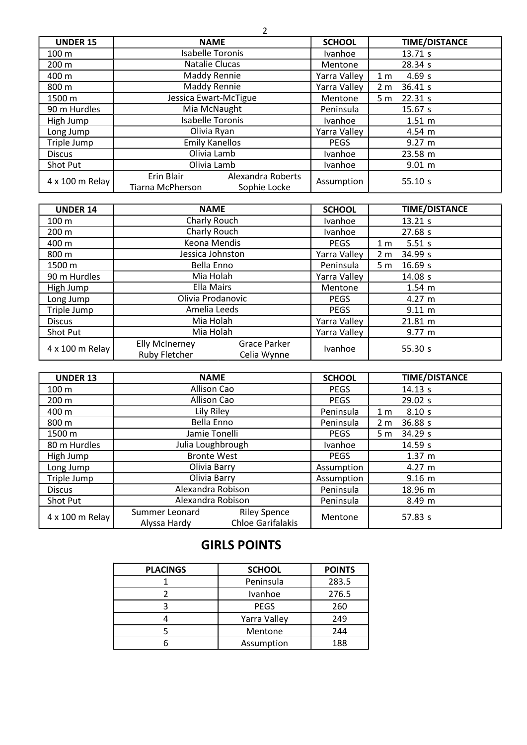| UNDER 15 | NAME | SCHOOL | TIME/DISTANCE |
|---|---|---|---|
| 100 m | Isabelle Toronis | Ivanhoe | 13.71 s |
| 200 m | Natalie Clucas | Mentone | 28.34 s |
| 400 m | Maddy Rennie | Yarra Valley | 1 m 4.69 s |
| 800 m | Maddy Rennie | Yarra Valley | 2 m 36.41 s |
| 1500 m | Jessica Ewart-McTigue | Mentone | 5 m 22.31 s |
| 90 m Hurdles | Mia McNaught | Peninsula | 15.67 s |
| High Jump | Isabelle Toronis | Ivanhoe | 1.51 m |
| Long Jump | Olivia Ryan | Yarra Valley | 4.54 m |
| Triple Jump | Emily Kanellos | PEGS | 9.27 m |
| Discus | Olivia Lamb | Ivanhoe | 23.58 m |
| Shot Put | Olivia Lamb | Ivanhoe | 9.01 m |
| 4 x 100 m Relay | Erin Blair, Alexandra Roberts, Tiarna McPherson, Sophie Locke | Assumption | 55.10 s |

| UNDER 14 | NAME | SCHOOL | TIME/DISTANCE |
|---|---|---|---|
| 100 m | Charly Rouch | Ivanhoe | 13.21 s |
| 200 m | Charly Rouch | Ivanhoe | 27.68 s |
| 400 m | Keona Mendis | PEGS | 1 m 5.51 s |
| 800 m | Jessica Johnston | Yarra Valley | 2 m 34.99 s |
| 1500 m | Bella Enno | Peninsula | 5 m 16.69 s |
| 90 m Hurdles | Mia Holah | Yarra Valley | 14.08 s |
| High Jump | Ella Mairs | Mentone | 1.54 m |
| Long Jump | Olivia Prodanovic | PEGS | 4.27 m |
| Triple Jump | Amelia Leeds | PEGS | 9.11 m |
| Discus | Mia Holah | Yarra Valley | 21.81 m |
| Shot Put | Mia Holah | Yarra Valley | 9.77 m |
| 4 x 100 m Relay | Elly McInerney, Grace Parker, Ruby Fletcher, Celia Wynne | Ivanhoe | 55.30 s |

| UNDER 13 | NAME | SCHOOL | TIME/DISTANCE |
|---|---|---|---|
| 100 m | Allison Cao | PEGS | 14.13 s |
| 200 m | Allison Cao | PEGS | 29.02 s |
| 400 m | Lily Riley | Peninsula | 1 m 8.10 s |
| 800 m | Bella Enno | Peninsula | 2 m 36.88 s |
| 1500 m | Jamie Tonelli | PEGS | 5 m 34.29 s |
| 80 m Hurdles | Julia Loughbrough | Ivanhoe | 14.59 s |
| High Jump | Bronte West | PEGS | 1.37 m |
| Long Jump | Olivia Barry | Assumption | 4.27 m |
| Triple Jump | Olivia Barry | Assumption | 9.16 m |
| Discus | Alexandra Robison | Peninsula | 18.96 m |
| Shot Put | Alexandra Robison | Peninsula | 8.49 m |
| 4 x 100 m Relay | Summer Leonard, Riley Spence, Alyssa Hardy, Chloe Garifalakis | Mentone | 57.83 s |

## GIRLS POINTS

| PLACINGS | SCHOOL | POINTS |
|---|---|---|
| 1 | Peninsula | 283.5 |
| 2 | Ivanhoe | 276.5 |
| 3 | PEGS | 260 |
| 4 | Yarra Valley | 249 |
| 5 | Mentone | 244 |
| 6 | Assumption | 188 |